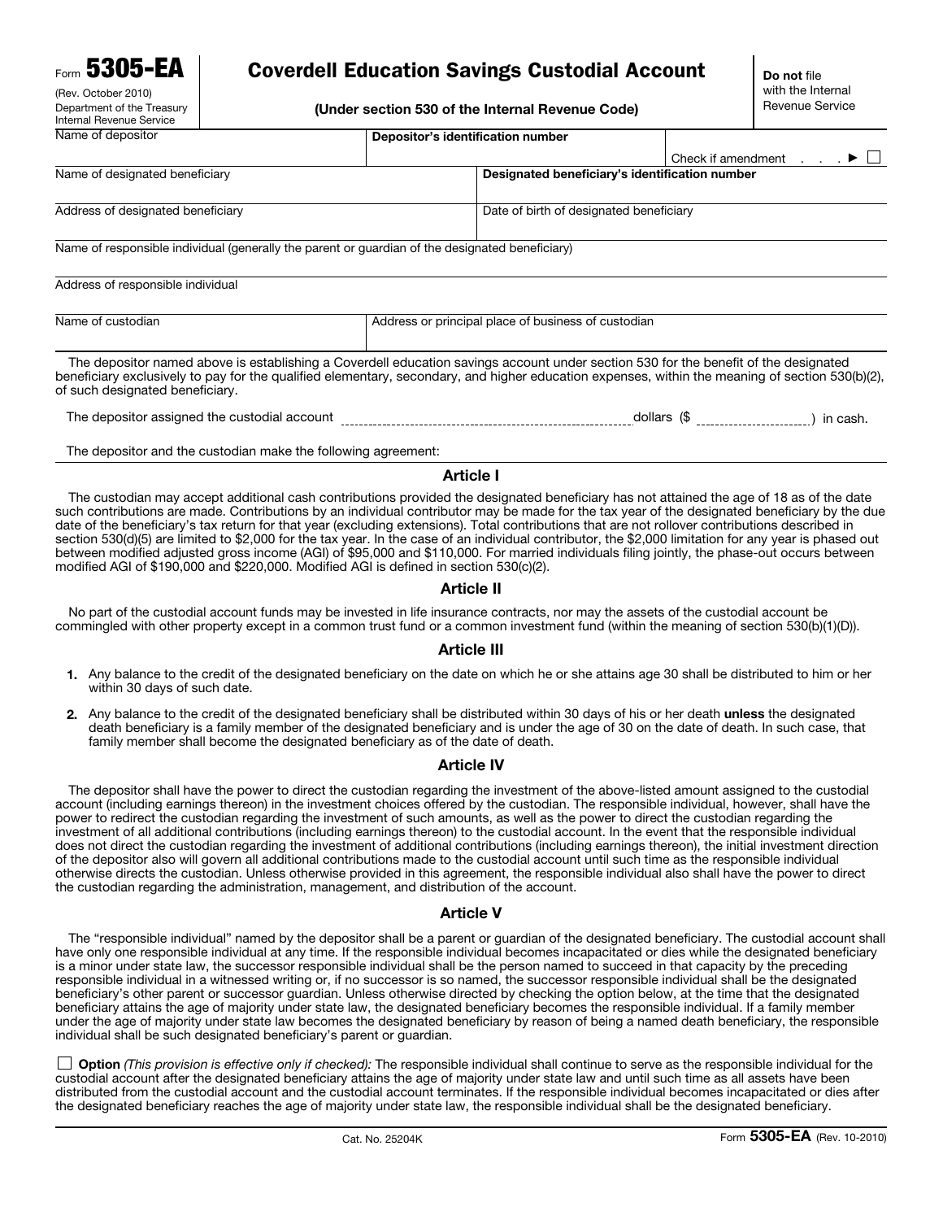Form **5305-EA**
(Rev. October 2010)
Department of the Treasury
Internal Revenue Service

# Coverdell Education Savings Custodial Account

**(Under section 530 of the Internal Revenue Code)**

**Do not** file with the Internal Revenue Service

| Name of depositor | **Depositor's identification number** | | Check if amendment . . . ▶ ☐ |
|---|---|---|---|
| Name of designated beneficiary | | **Designated beneficiary's identification number** | |
| Address of designated beneficiary | | Date of birth of designated beneficiary | |
| Name of responsible individual (generally the parent or guardian of the designated beneficiary) | | | |
| Address of responsible individual | | | |
| Name of custodian | Address or principal place of business of custodian | | |

The depositor named above is establishing a Coverdell education savings account under section 530 for the benefit of the designated beneficiary exclusively to pay for the qualified elementary, secondary, and higher education expenses, within the meaning of section 530(b)(2), of such designated beneficiary.

The depositor assigned the custodial account ______________________ dollars ($ __________) in cash.

The depositor and the custodian make the following agreement:

## Article I

The custodian may accept additional cash contributions provided the designated beneficiary has not attained the age of 18 as of the date such contributions are made. Contributions by an individual contributor may be made for the tax year of the designated beneficiary by the due date of the beneficiary's tax return for that year (excluding extensions). Total contributions that are not rollover contributions described in section 530(d)(5) are limited to $2,000 for the tax year. In the case of an individual contributor, the $2,000 limitation for any year is phased out between modified adjusted gross income (AGI) of $95,000 and $110,000. For married individuals filing jointly, the phase-out occurs between modified AGI of $190,000 and $220,000. Modified AGI is defined in section 530(c)(2).

## Article II

No part of the custodial account funds may be invested in life insurance contracts, nor may the assets of the custodial account be commingled with other property except in a common trust fund or a common investment fund (within the meaning of section 530(b)(1)(D)).

## Article III

1. Any balance to the credit of the designated beneficiary on the date on which he or she attains age 30 shall be distributed to him or her within 30 days of such date.
2. Any balance to the credit of the designated beneficiary shall be distributed within 30 days of his or her death **unless** the designated death beneficiary is a family member of the designated beneficiary and is under the age of 30 on the date of death. In such case, that family member shall become the designated beneficiary as of the date of death.

## Article IV

The depositor shall have the power to direct the custodian regarding the investment of the above-listed amount assigned to the custodial account (including earnings thereon) in the investment choices offered by the custodian. The responsible individual, however, shall have the power to redirect the custodian regarding the investment of such amounts, as well as the power to direct the custodian regarding the investment of all additional contributions (including earnings thereon) to the custodial account. In the event that the responsible individual does not direct the custodian regarding the investment of additional contributions (including earnings thereon), the initial investment direction of the depositor also will govern all additional contributions made to the custodial account until such time as the responsible individual otherwise directs the custodian. Unless otherwise provided in this agreement, the responsible individual also shall have the power to direct the custodian regarding the administration, management, and distribution of the account.

## Article V

The "responsible individual" named by the depositor shall be a parent or guardian of the designated beneficiary. The custodial account shall have only one responsible individual at any time. If the responsible individual becomes incapacitated or dies while the designated beneficiary is a minor under state law, the successor responsible individual shall be the person named to succeed in that capacity by the preceding responsible individual in a witnessed writing or, if no successor is so named, the successor responsible individual shall be the designated beneficiary's other parent or successor guardian. Unless otherwise directed by checking the option below, at the time that the designated beneficiary attains the age of majority under state law, the designated beneficiary becomes the responsible individual. If a family member under the age of majority under state law becomes the designated beneficiary by reason of being a named death beneficiary, the responsible individual shall be such designated beneficiary's parent or guardian.

☐ **Option** *(This provision is effective only if checked):* The responsible individual shall continue to serve as the responsible individual for the custodial account after the designated beneficiary attains the age of majority under state law and until such time as all assets have been distributed from the custodial account and the custodial account terminates. If the responsible individual becomes incapacitated or dies after the designated beneficiary reaches the age of majority under state law, the responsible individual shall be the designated beneficiary.

Cat. No. 25204K    Form **5305-EA** (Rev. 10-2010)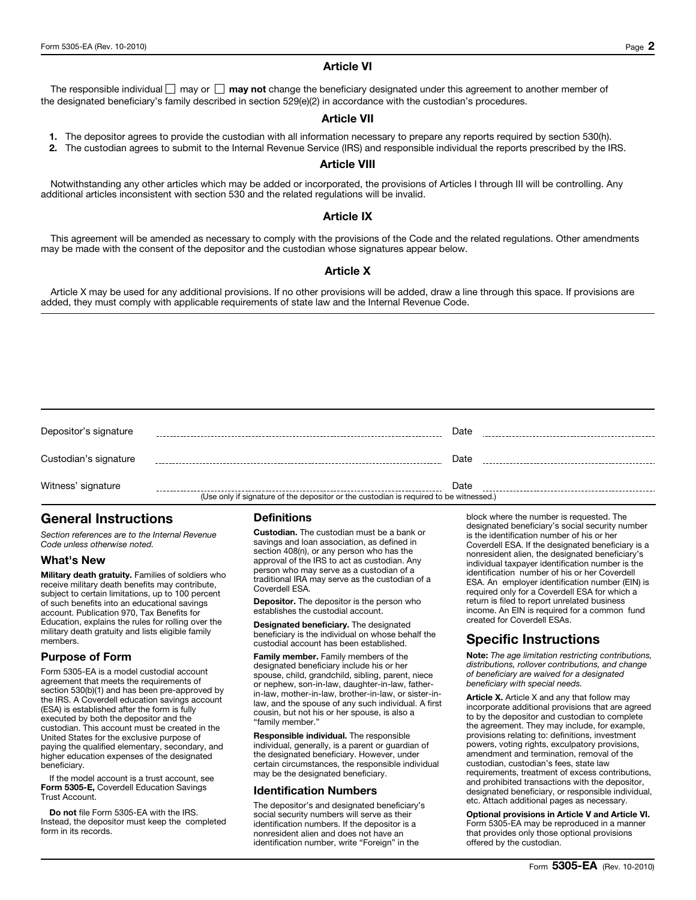### Article VI

The responsible individual ☐ may or ☐ **may not** change the beneficiary designated under this agreement to another member of the designated beneficiary's family described in section 529(e)(2) in accordance with the custodian's procedures.

### Article VII

1. The depositor agrees to provide the custodian with all information necessary to prepare any reports required by section 530(h).
2. The custodian agrees to submit to the Internal Revenue Service (IRS) and responsible individual the reports prescribed by the IRS.

### Article VIII

Notwithstanding any other articles which may be added or incorporated, the provisions of Articles I through III will be controlling. Any additional articles inconsistent with section 530 and the related regulations will be invalid.

### Article IX

This agreement will be amended as necessary to comply with the provisions of the Code and the related regulations. Other amendments may be made with the consent of the depositor and the custodian whose signatures appear below.

### Article X

Article X may be used for any additional provisions. If no other provisions will be added, draw a line through this space. If provisions are added, they must comply with applicable requirements of state law and the Internal Revenue Code.

Depositor's signature ____________________ Date ____________________

Custodian's signature ____________________ Date ____________________

Witness' signature ____________________ Date ____________________

(Use only if signature of the depositor or the custodian is required to be witnessed.)

## General Instructions

*Section references are to the Internal Revenue Code unless otherwise noted.*

### What's New

**Military death gratuity.** Families of soldiers who receive military death benefits may contribute, subject to certain limitations, up to 100 percent of such benefits into an educational savings account. Publication 970, Tax Benefits for Education, explains the rules for rolling over the military death gratuity and lists eligible family members.

### Purpose of Form

Form 5305-EA is a model custodial account agreement that meets the requirements of section 530(b)(1) and has been pre-approved by the IRS. A Coverdell education savings account (ESA) is established after the form is fully executed by both the depositor and the custodian. This account must be created in the United States for the exclusive purpose of paying the qualified elementary, secondary, and higher education expenses of the designated beneficiary.

If the model account is a trust account, see **Form 5305-E,** Coverdell Education Savings Trust Account.

**Do not** file Form 5305-EA with the IRS. Instead, the depositor must keep the completed form in its records.

### Definitions

**Custodian.** The custodian must be a bank or savings and loan association, as defined in section 408(n), or any person who has the approval of the IRS to act as custodian. Any person who may serve as a custodian of a traditional IRA may serve as the custodian of a Coverdell ESA.

**Depositor.** The depositor is the person who establishes the custodial account.

**Designated beneficiary.** The designated beneficiary is the individual on whose behalf the custodial account has been established.

**Family member.** Family members of the designated beneficiary include his or her spouse, child, grandchild, sibling, parent, niece or nephew, son-in-law, daughter-in-law, father-in-law, mother-in-law, brother-in-law, or sister-in-law, and the spouse of any such individual. A first cousin, but not his or her spouse, is also a "family member."

**Responsible individual.** The responsible individual, generally, is a parent or guardian of the designated beneficiary. However, under certain circumstances, the responsible individual may be the designated beneficiary.

### Identification Numbers

The depositor's and designated beneficiary's social security numbers will serve as their identification numbers. If the depositor is a nonresident alien and does not have an identification number, write "Foreign" in the block where the number is requested. The designated beneficiary's social security number is the identification number of his or her Coverdell ESA. If the designated beneficiary is a nonresident alien, the designated beneficiary's individual taxpayer identification number is the identification number of his or her Coverdell ESA. An employer identification number (EIN) is required only for a Coverdell ESA for which a return is filed to report unrelated business income. An EIN is required for a common fund created for Coverdell ESAs.

## Specific Instructions

**Note:** *The age limitation restricting contributions, distributions, rollover contributions, and change of beneficiary are waived for a designated beneficiary with special needs.*

**Article X.** Article X and any that follow may incorporate additional provisions that are agreed to by the depositor and custodian to complete the agreement. They may include, for example, provisions relating to: definitions, investment powers, voting rights, exculpatory provisions, amendment and termination, removal of the custodian, custodian's fees, state law requirements, treatment of excess contributions, and prohibited transactions with the depositor, designated beneficiary, or responsible individual, etc. Attach additional pages as necessary.

**Optional provisions in Article V and Article VI.** Form 5305-EA may be reproduced in a manner that provides only those optional provisions offered by the custodian.